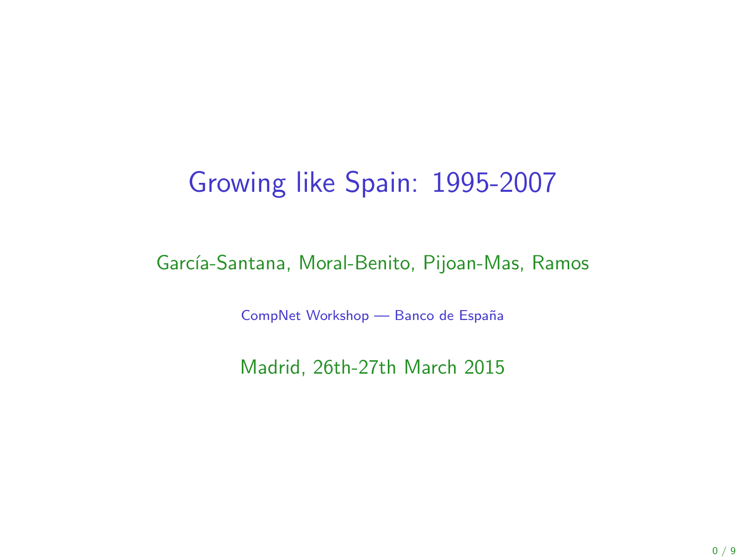# Growing like Spain: 1995-2007

García-Santana, Moral-Benito, Pijoan-Mas, Ramos

CompNet Workshop — Banco de España

Madrid, 26th-27th March 2015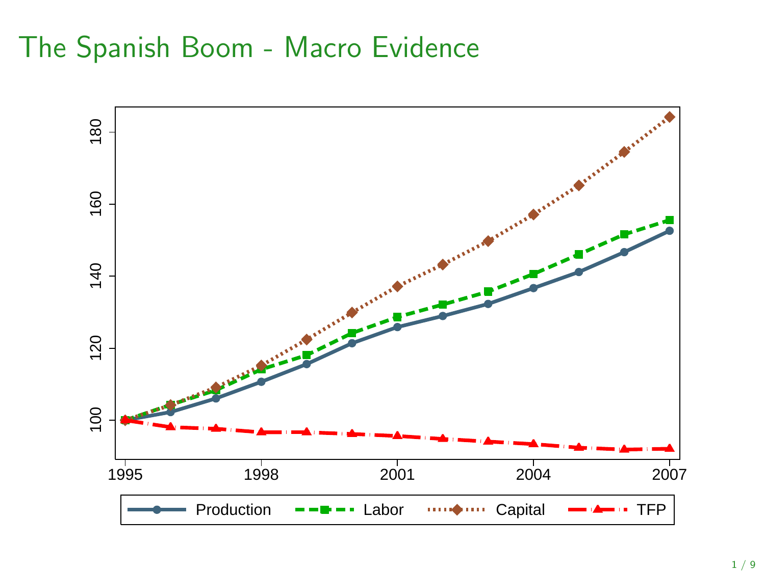# The Spanish Boom - Macro Evidence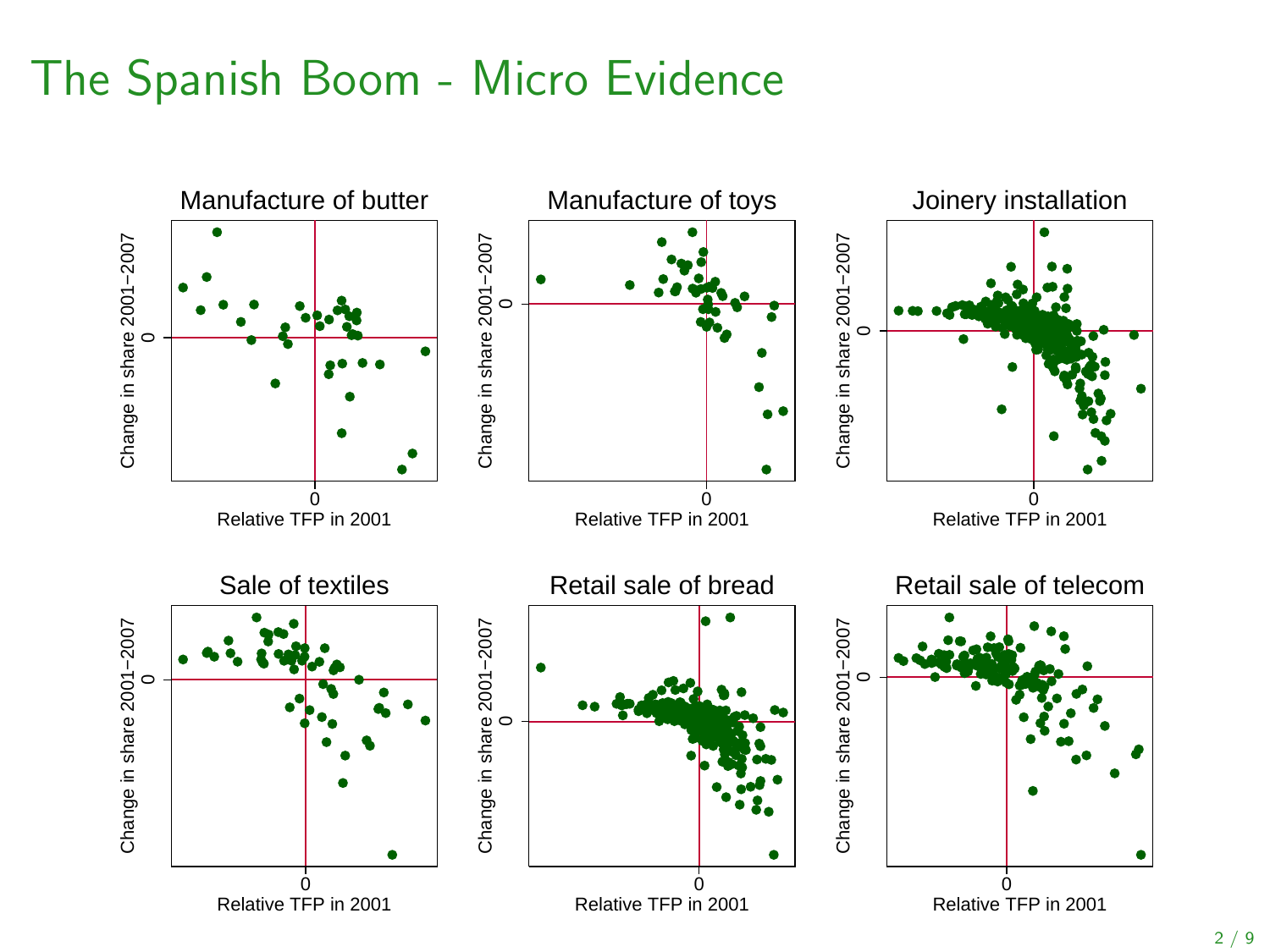# The Spanish Boom - Micro Evidence

Manufacture of butter

Manufacture of toys

Joinery installation

Sale of textiles

Retail sale of bread

Retail sale of telecom

Change in share 2001–2007

Relative TFP in 2001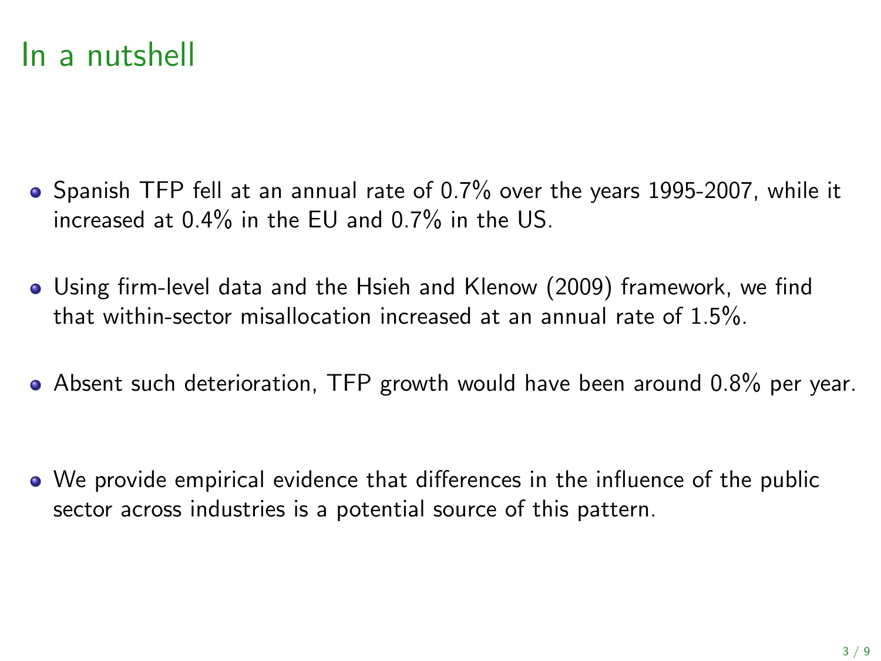# In a nutshell

- Spanish TFP fell at an annual rate of 0.7% over the years 1995-2007, while it increased at 0.4% in the EU and 0.7% in the US.
- Using firm-level data and the Hsieh and Klenow (2009) framework, we find that within-sector misallocation increased at an annual rate of 1.5%.
- Absent such deterioration, TFP growth would have been around 0.8% per year.
- We provide empirical evidence that differences in the influence of the public sector across industries is a potential source of this pattern.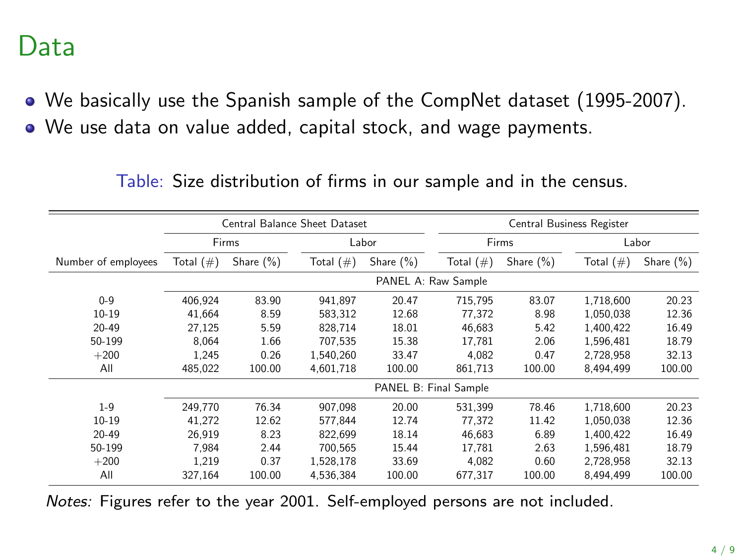# Data

- We basically use the Spanish sample of the CompNet dataset (1995-2007).
- We use data on value added, capital stock, and wage payments.

Table: Size distribution of firms in our sample and in the census.

| | Central Balance Sheet Dataset | | | | Central Business Register | | | |
|---|---|---|---|---|---|---|---|---|
| | Firms | | Labor | | Firms | | Labor | |
| Number of employees | Total (#) | Share (%) | Total (#) | Share (%) | Total (#) | Share (%) | Total (#) | Share (%) |
| | PANEL A: Raw Sample | | | | | | | |
| 0-9 | 406,924 | 83.90 | 941,897 | 20.47 | 715,795 | 83.07 | 1,718,600 | 20.23 |
| 10-19 | 41,664 | 8.59 | 583,312 | 12.68 | 77,372 | 8.98 | 1,050,038 | 12.36 |
| 20-49 | 27,125 | 5.59 | 828,714 | 18.01 | 46,683 | 5.42 | 1,400,422 | 16.49 |
| 50-199 | 8,064 | 1.66 | 707,535 | 15.38 | 17,781 | 2.06 | 1,596,481 | 18.79 |
| +200 | 1,245 | 0.26 | 1,540,260 | 33.47 | 4,082 | 0.47 | 2,728,958 | 32.13 |
| All | 485,022 | 100.00 | 4,601,718 | 100.00 | 861,713 | 100.00 | 8,494,499 | 100.00 |
| | PANEL B: Final Sample | | | | | | | |
| 1-9 | 249,770 | 76.34 | 907,098 | 20.00 | 531,399 | 78.46 | 1,718,600 | 20.23 |
| 10-19 | 41,272 | 12.62 | 577,844 | 12.74 | 77,372 | 11.42 | 1,050,038 | 12.36 |
| 20-49 | 26,919 | 8.23 | 822,699 | 18.14 | 46,683 | 6.89 | 1,400,422 | 16.49 |
| 50-199 | 7,984 | 2.44 | 700,565 | 15.44 | 17,781 | 2.63 | 1,596,481 | 18.79 |
| +200 | 1,219 | 0.37 | 1,528,178 | 33.69 | 4,082 | 0.60 | 2,728,958 | 32.13 |
| All | 327,164 | 100.00 | 4,536,384 | 100.00 | 677,317 | 100.00 | 8,494,499 | 100.00 |

*Notes:* Figures refer to the year 2001. Self-employed persons are not included.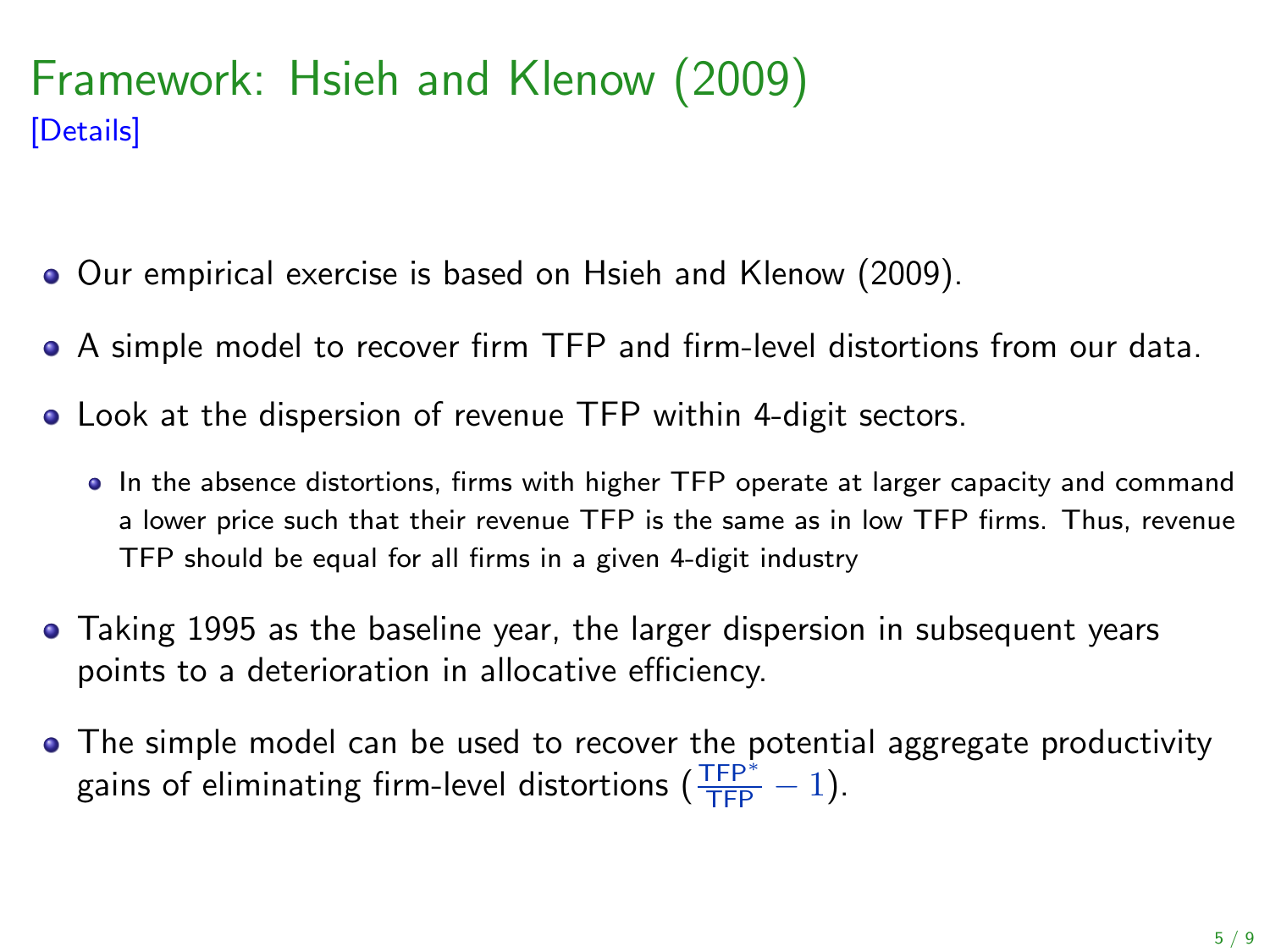# Framework: Hsieh and Klenow (2009)

[Details]

- Our empirical exercise is based on Hsieh and Klenow (2009).
- A simple model to recover firm TFP and firm-level distortions from our data.
- Look at the dispersion of revenue TFP within 4-digit sectors.
  - In the absence distortions, firms with higher TFP operate at larger capacity and command a lower price such that their revenue TFP is the same as in low TFP firms. Thus, revenue TFP should be equal for all firms in a given 4-digit industry
- Taking 1995 as the baseline year, the larger dispersion in subsequent years points to a deterioration in allocative efficiency.
- The simple model can be used to recover the potential aggregate productivity gains of eliminating firm-level distortions ($\frac{\text{TFP}^*}{\text{TFP}} - 1$).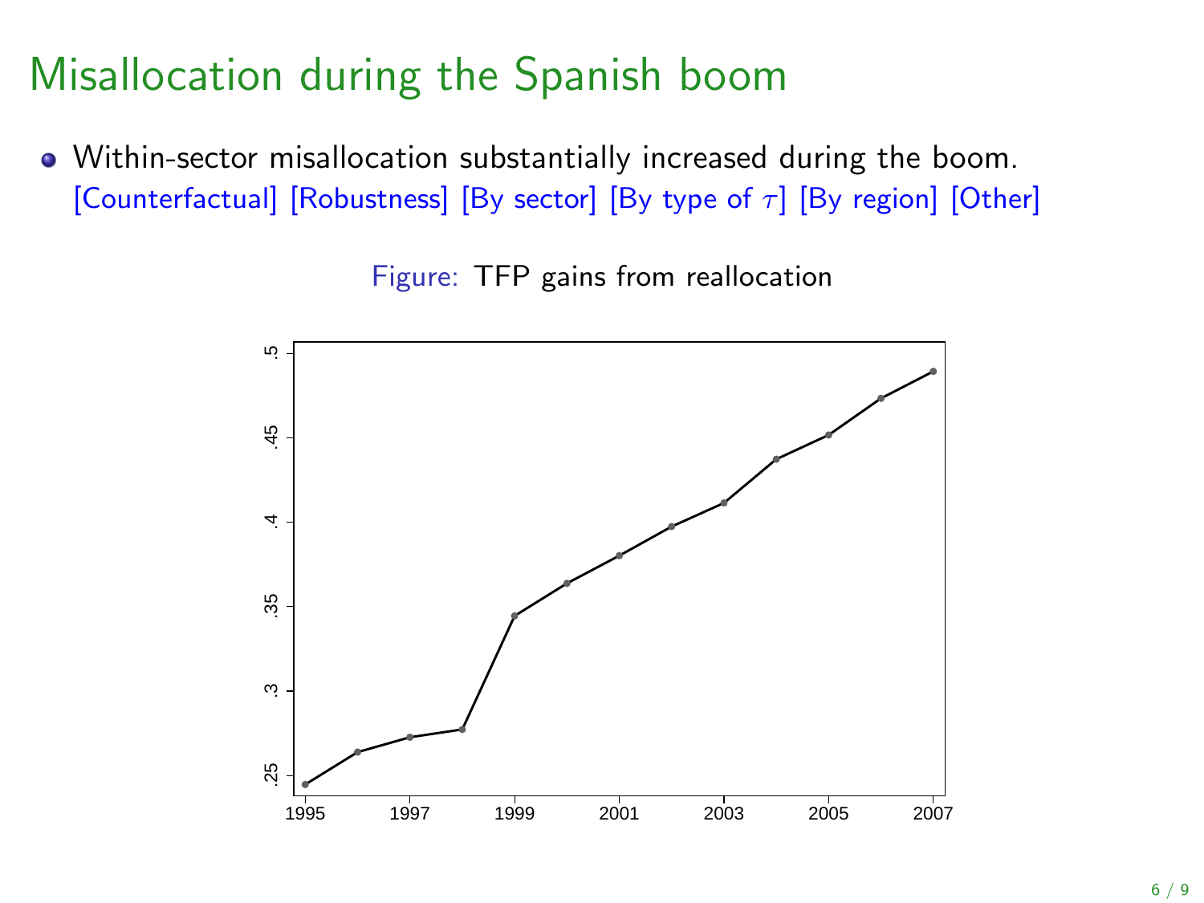# Misallocation during the Spanish boom

- Within-sector misallocation substantially increased during the boom.
  [Counterfactual] [Robustness] [By sector] [By type of $\tau$] [By region] [Other]

Figure: TFP gains from reallocation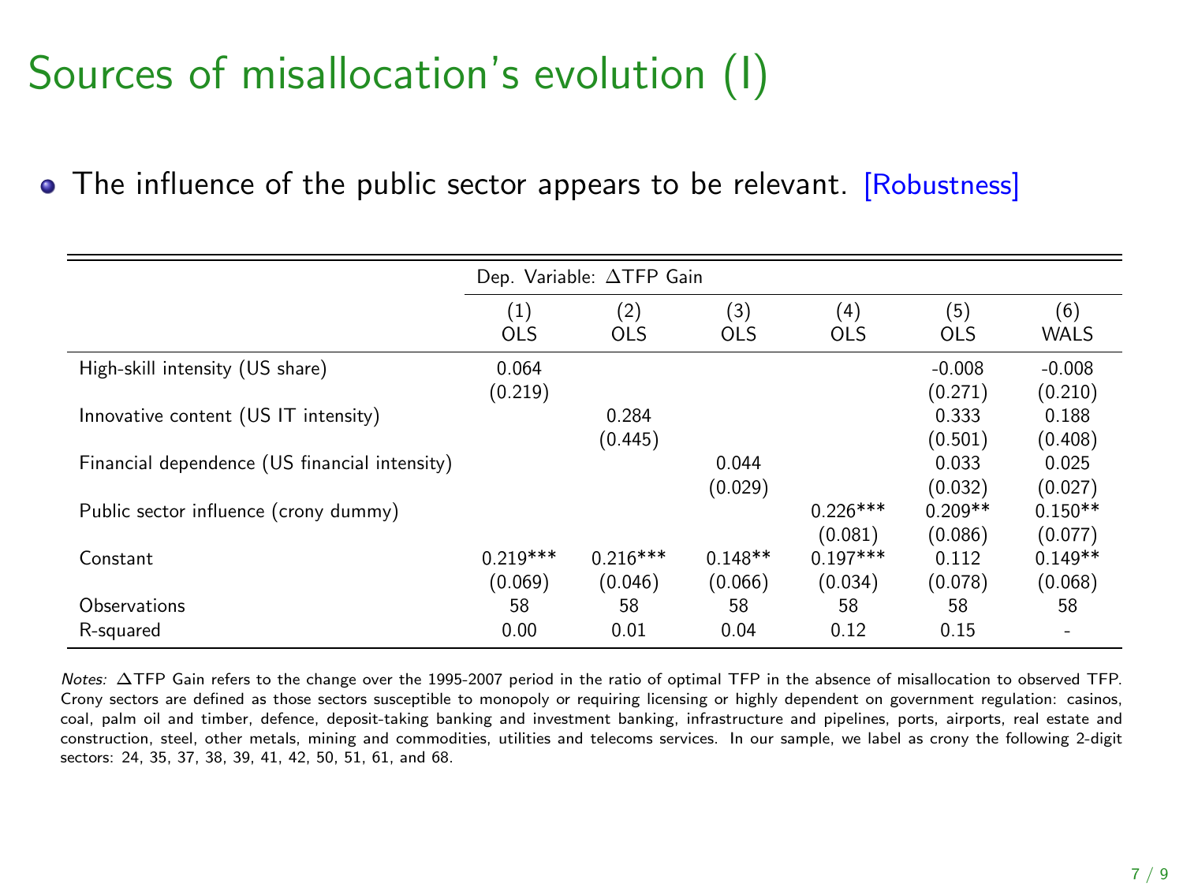# Sources of misallocation's evolution (I)

- The influence of the public sector appears to be relevant. [Robustness]

| | Dep. Variable: ΔTFP Gain | | | | | |
|---|---|---|---|---|---|---|
| | (1) OLS | (2) OLS | (3) OLS | (4) OLS | (5) OLS | (6) WALS |
| High-skill intensity (US share) | 0.064 | | | | -0.008 | -0.008 |
| | (0.219) | | | | (0.271) | (0.210) |
| Innovative content (US IT intensity) | | 0.284 | | | 0.333 | 0.188 |
| | | (0.445) | | | (0.501) | (0.408) |
| Financial dependence (US financial intensity) | | | 0.044 | | 0.033 | 0.025 |
| | | | (0.029) | | (0.032) | (0.027) |
| Public sector influence (crony dummy) | | | | 0.226*** | 0.209** | 0.150** |
| | | | | (0.081) | (0.086) | (0.077) |
| Constant | 0.219*** | 0.216*** | 0.148** | 0.197*** | 0.112 | 0.149** |
| | (0.069) | (0.046) | (0.066) | (0.034) | (0.078) | (0.068) |
| Observations | 58 | 58 | 58 | 58 | 58 | 58 |
| R-squared | 0.00 | 0.01 | 0.04 | 0.12 | 0.15 | - |

*Notes:* ΔTFP Gain refers to the change over the 1995-2007 period in the ratio of optimal TFP in the absence of misallocation to observed TFP. Crony sectors are defined as those sectors susceptible to monopoly or requiring licensing or highly dependent on government regulation: casinos, coal, palm oil and timber, defence, deposit-taking banking and investment banking, infrastructure and pipelines, ports, airports, real estate and construction, steel, other metals, mining and commodities, utilities and telecoms services. In our sample, we label as crony the following 2-digit sectors: 24, 35, 37, 38, 39, 41, 42, 50, 51, 61, and 68.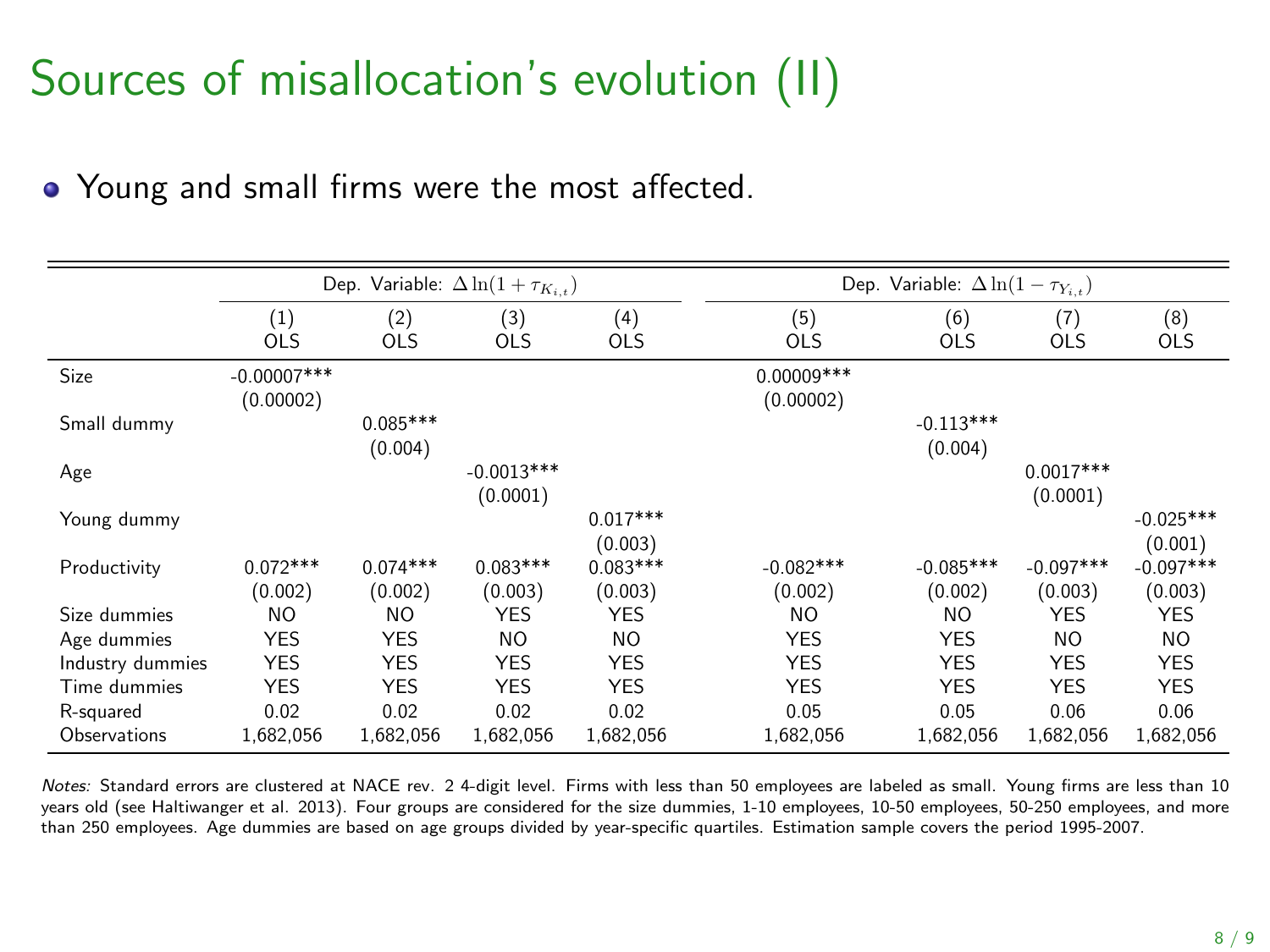# Sources of misallocation's evolution (II)

- Young and small firms were the most affected.

| | Dep. Variable: $\Delta \ln(1+\tau_{K_{i,t}})$ | | | | Dep. Variable: $\Delta \ln(1-\tau_{Y_{i,t}})$ | | | |
|---|---|---|---|---|---|---|---|---|
| | (1) OLS | (2) OLS | (3) OLS | (4) OLS | (5) OLS | (6) OLS | (7) OLS | (8) OLS |
| Size | -0.00007*** | | | | 0.00009*** | | | |
| | (0.00002) | | | | (0.00002) | | | |
| Small dummy | | 0.085*** | | | | -0.113*** | | |
| | | (0.004) | | | | (0.004) | | |
| Age | | | -0.0013*** | | | | 0.0017*** | |
| | | | (0.0001) | | | | (0.0001) | |
| Young dummy | | | | 0.017*** | | | | -0.025*** |
| | | | | (0.003) | | | | (0.001) |
| Productivity | 0.072*** | 0.074*** | 0.083*** | 0.083*** | -0.082*** | -0.085*** | -0.097*** | -0.097*** |
| | (0.002) | (0.002) | (0.003) | (0.003) | (0.002) | (0.002) | (0.003) | (0.003) |
| Size dummies | NO | NO | YES | YES | NO | NO | YES | YES |
| Age dummies | YES | YES | NO | NO | YES | YES | NO | NO |
| Industry dummies | YES | YES | YES | YES | YES | YES | YES | YES |
| Time dummies | YES | YES | YES | YES | YES | YES | YES | YES |
| R-squared | 0.02 | 0.02 | 0.02 | 0.02 | 0.05 | 0.05 | 0.06 | 0.06 |
| Observations | 1,682,056 | 1,682,056 | 1,682,056 | 1,682,056 | 1,682,056 | 1,682,056 | 1,682,056 | 1,682,056 |

*Notes:* Standard errors are clustered at NACE rev. 2 4-digit level. Firms with less than 50 employees are labeled as small. Young firms are less than 10 years old (see Haltiwanger et al. 2013). Four groups are considered for the size dummies, 1-10 employees, 10-50 employees, 50-250 employees, and more than 250 employees. Age dummies are based on age groups divided by year-specific quartiles. Estimation sample covers the period 1995-2007.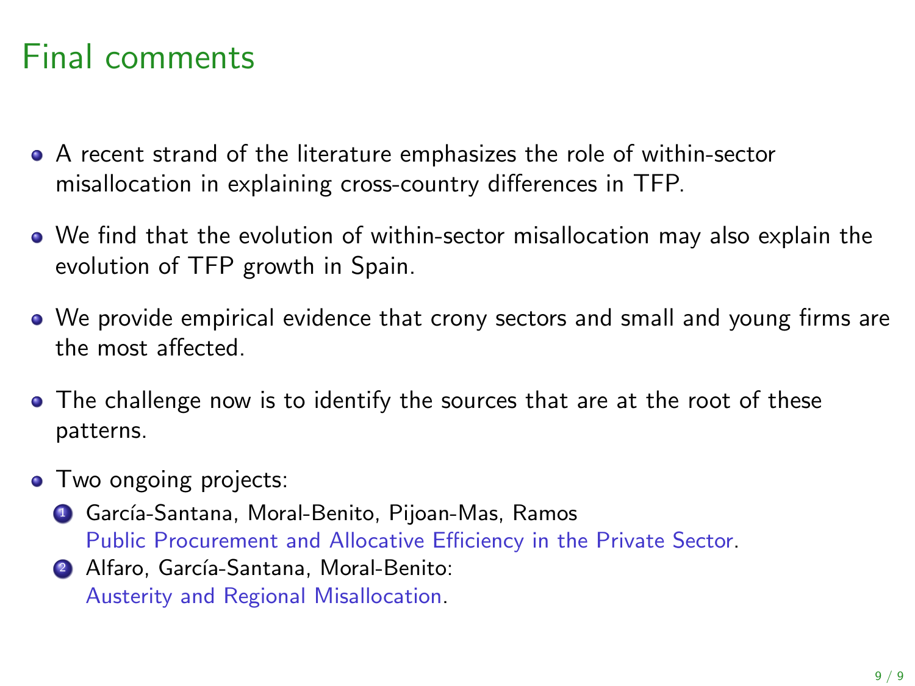# Final comments

- A recent strand of the literature emphasizes the role of within-sector misallocation in explaining cross-country differences in TFP.
- We find that the evolution of within-sector misallocation may also explain the evolution of TFP growth in Spain.
- We provide empirical evidence that crony sectors and small and young firms are the most affected.
- The challenge now is to identify the sources that are at the root of these patterns.
- Two ongoing projects:
  1. García-Santana, Moral-Benito, Pijoan-Mas, Ramos
     Public Procurement and Allocative Efficiency in the Private Sector.
  2. Alfaro, García-Santana, Moral-Benito:
     Austerity and Regional Misallocation.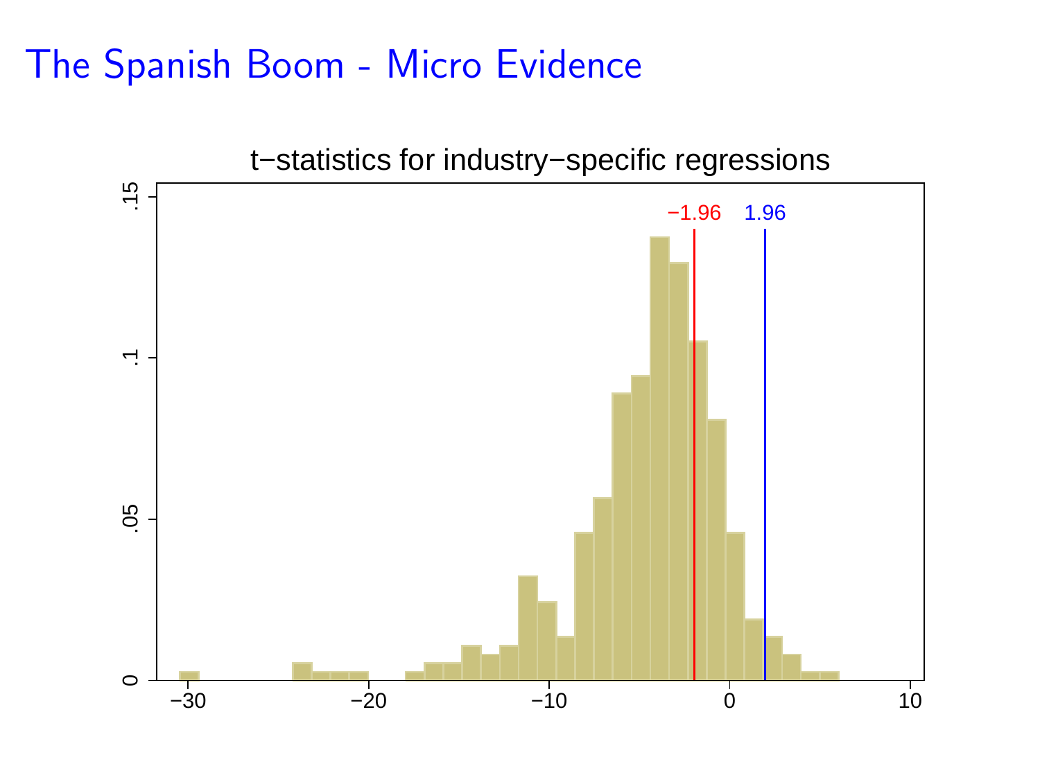# The Spanish Boom - Micro Evidence

t−statistics for industry−specific regressions

−1.96

1.96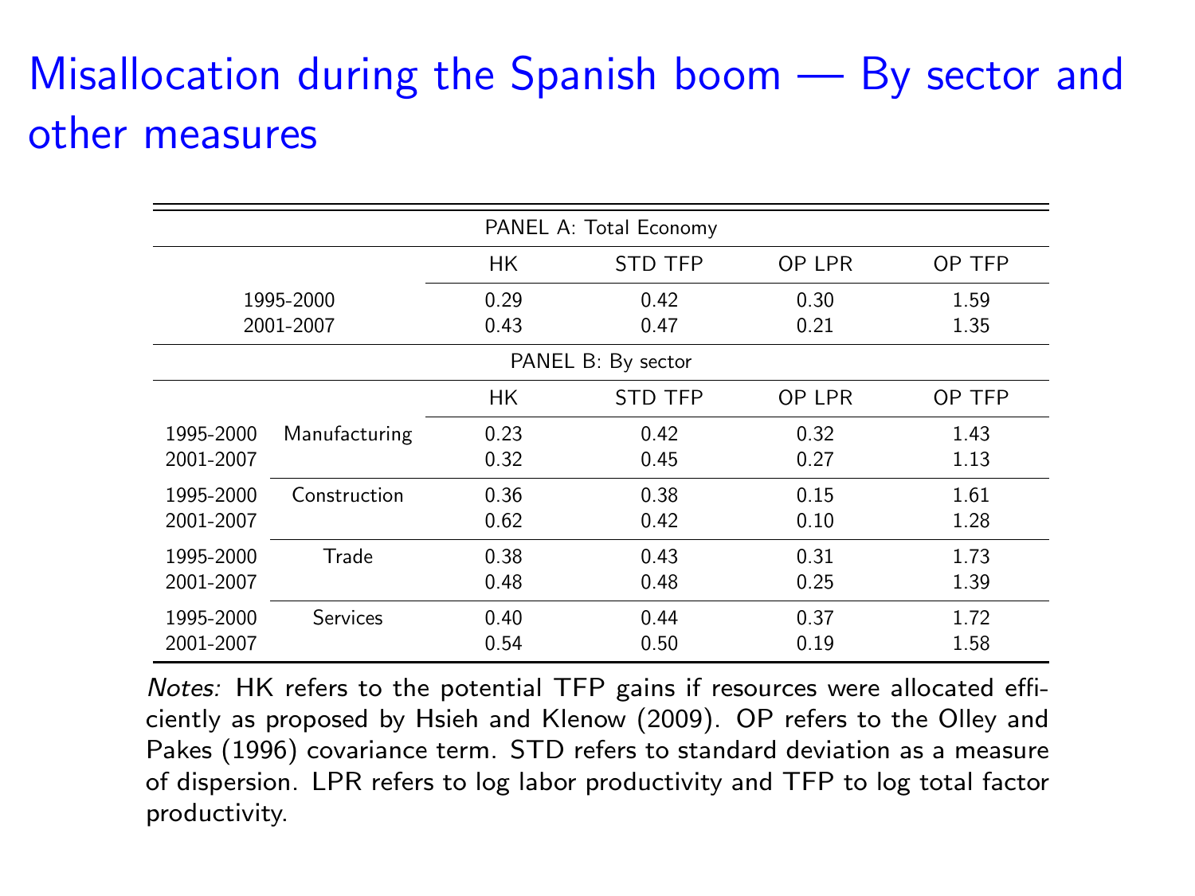# Misallocation during the Spanish boom — By sector and other measures

| PANEL A: Total Economy | | | | | |
|---|---|---|---|---|---|
| | | HK | STD TFP | OP LPR | OP TFP |
| 1995-2000 | | 0.29 | 0.42 | 0.30 | 1.59 |
| 2001-2007 | | 0.43 | 0.47 | 0.21 | 1.35 |
| **PANEL B: By sector** | | | | | |
| | | HK | STD TFP | OP LPR | OP TFP |
| 1995-2000 | Manufacturing | 0.23 | 0.42 | 0.32 | 1.43 |
| 2001-2007 | | 0.32 | 0.45 | 0.27 | 1.13 |
| 1995-2000 | Construction | 0.36 | 0.38 | 0.15 | 1.61 |
| 2001-2007 | | 0.62 | 0.42 | 0.10 | 1.28 |
| 1995-2000 | Trade | 0.38 | 0.43 | 0.31 | 1.73 |
| 2001-2007 | | 0.48 | 0.48 | 0.25 | 1.39 |
| 1995-2000 | Services | 0.40 | 0.44 | 0.37 | 1.72 |
| 2001-2007 | | 0.54 | 0.50 | 0.19 | 1.58 |

*Notes:* HK refers to the potential TFP gains if resources were allocated efficiently as proposed by Hsieh and Klenow (2009). OP refers to the Olley and Pakes (1996) covariance term. STD refers to standard deviation as a measure of dispersion. LPR refers to log labor productivity and TFP to log total factor productivity.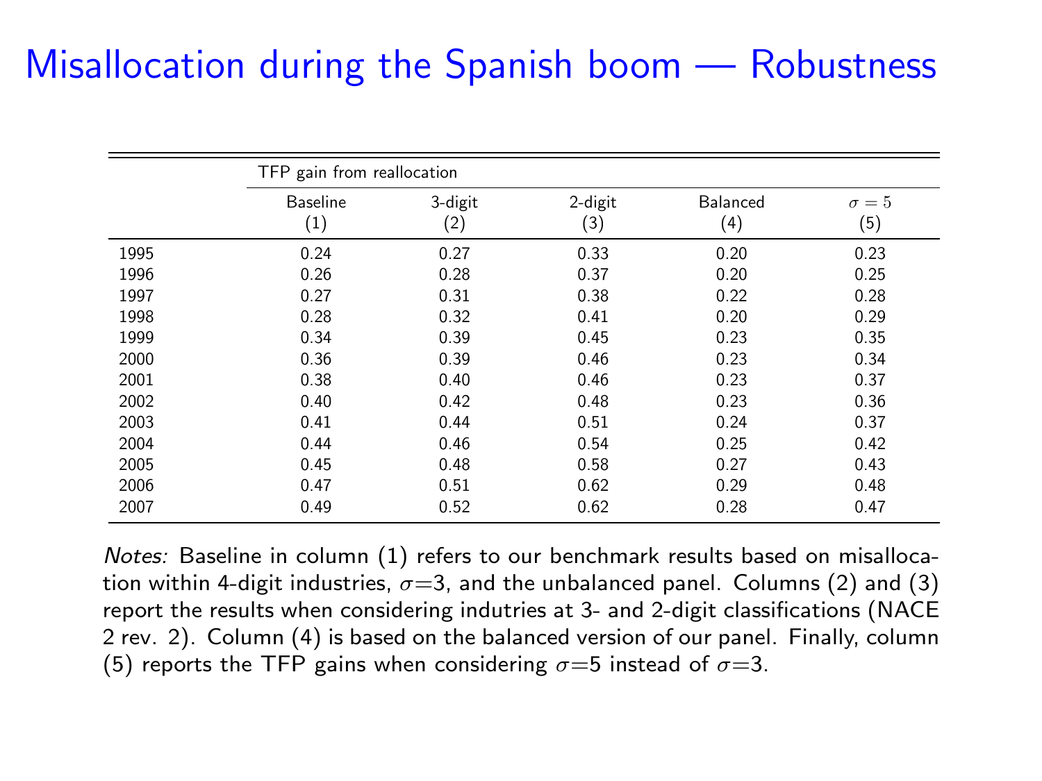# Misallocation during the Spanish boom — Robustness

| | TFP gain from reallocation | | | | |
|---|---|---|---|---|---|
| | Baseline (1) | 3-digit (2) | 2-digit (3) | Balanced (4) | $\sigma = 5$ (5) |
| 1995 | 0.24 | 0.27 | 0.33 | 0.20 | 0.23 |
| 1996 | 0.26 | 0.28 | 0.37 | 0.20 | 0.25 |
| 1997 | 0.27 | 0.31 | 0.38 | 0.22 | 0.28 |
| 1998 | 0.28 | 0.32 | 0.41 | 0.20 | 0.29 |
| 1999 | 0.34 | 0.39 | 0.45 | 0.23 | 0.35 |
| 2000 | 0.36 | 0.39 | 0.46 | 0.23 | 0.34 |
| 2001 | 0.38 | 0.40 | 0.46 | 0.23 | 0.37 |
| 2002 | 0.40 | 0.42 | 0.48 | 0.23 | 0.36 |
| 2003 | 0.41 | 0.44 | 0.51 | 0.24 | 0.37 |
| 2004 | 0.44 | 0.46 | 0.54 | 0.25 | 0.42 |
| 2005 | 0.45 | 0.48 | 0.58 | 0.27 | 0.43 |
| 2006 | 0.47 | 0.51 | 0.62 | 0.29 | 0.48 |
| 2007 | 0.49 | 0.52 | 0.62 | 0.28 | 0.47 |

*Notes:* Baseline in column (1) refers to our benchmark results based on misallocation within 4-digit industries, $\sigma$=3, and the unbalanced panel. Columns (2) and (3) report the results when considering indutries at 3- and 2-digit classifications (NACE 2 rev. 2). Column (4) is based on the balanced version of our panel. Finally, column (5) reports the TFP gains when considering $\sigma$=5 instead of $\sigma$=3.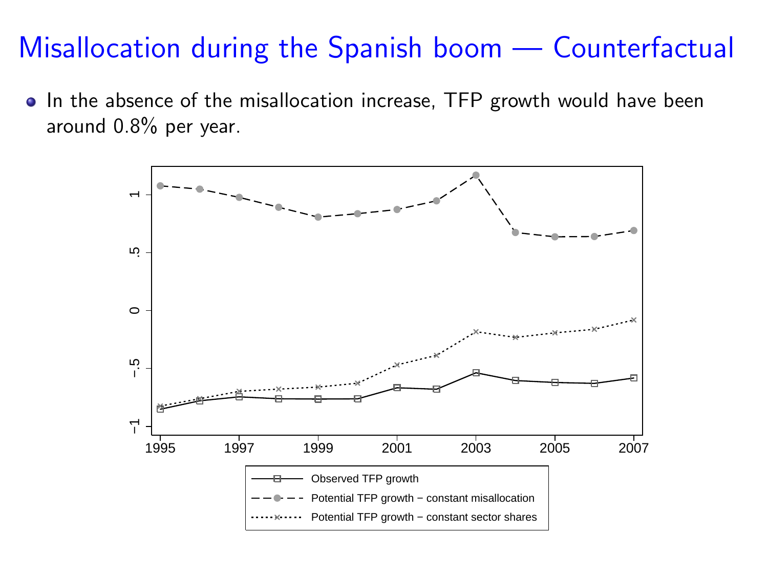# Misallocation during the Spanish boom — Counterfactual

- In the absence of the misallocation increase, TFP growth would have been around 0.8% per year.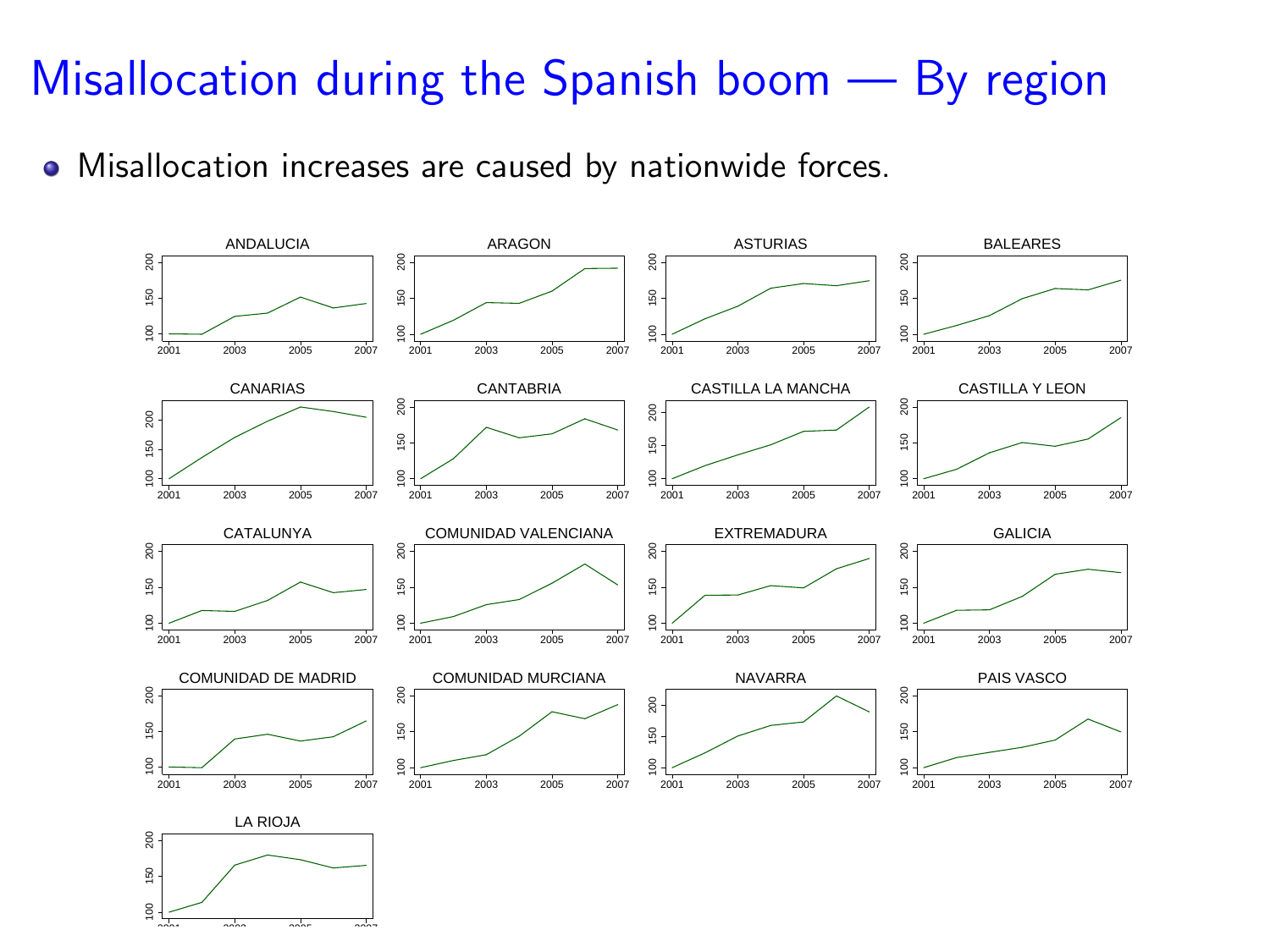# Misallocation during the Spanish boom — By region

- Misallocation increases are caused by nationwide forces.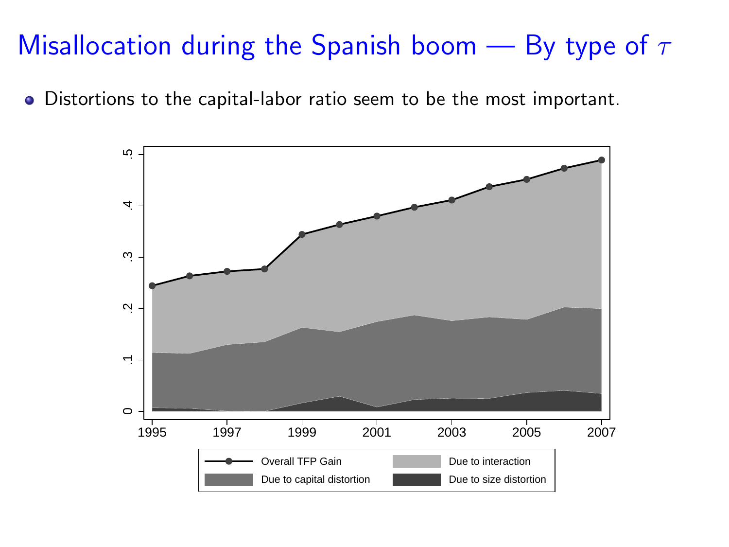# Misallocation during the Spanish boom — By type of $\tau$

- Distortions to the capital-labor ratio seem to be the most important.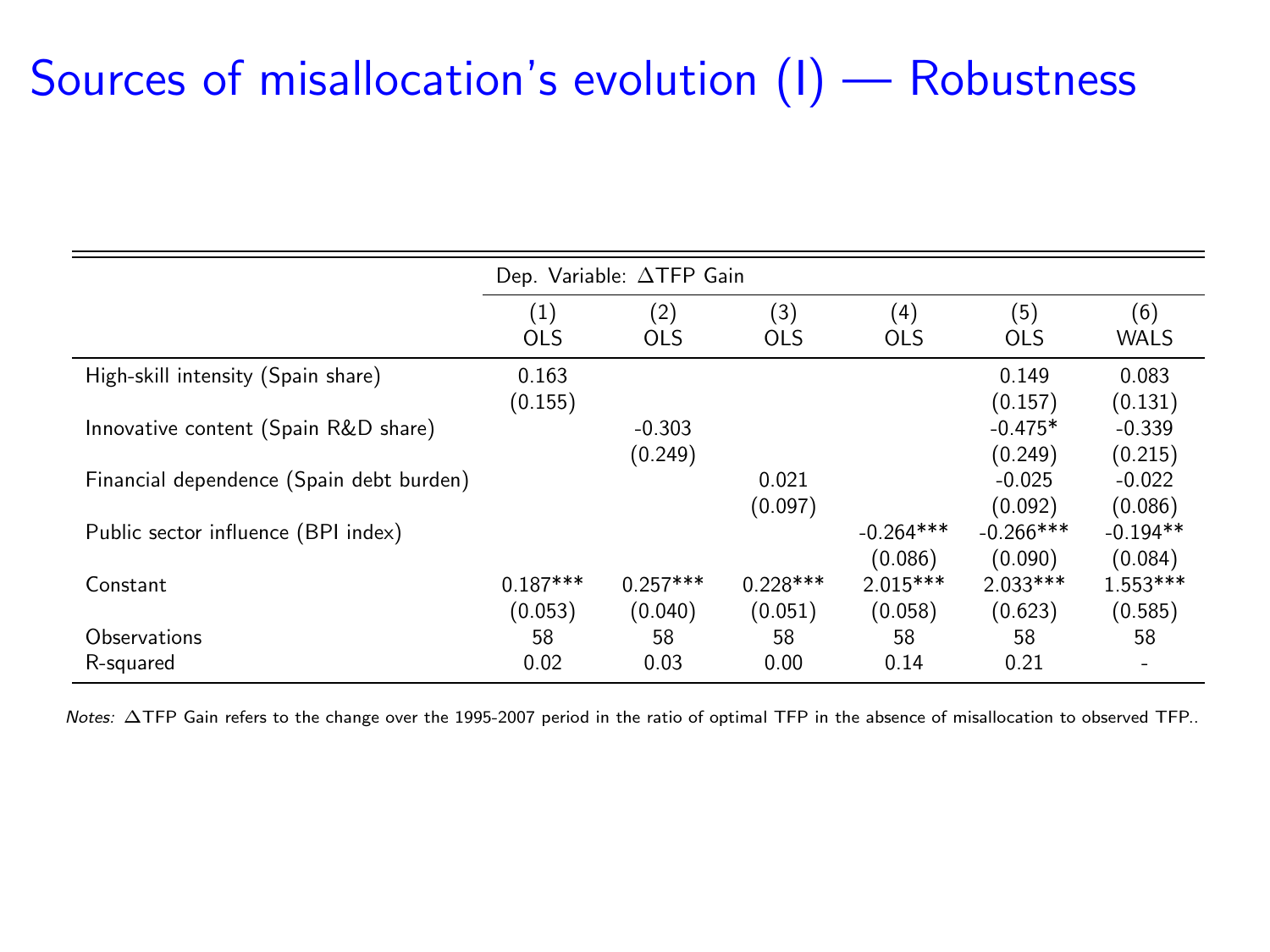# Sources of misallocation's evolution (I) — Robustness

| | Dep. Variable: $\Delta$TFP Gain | | | | | |
|---|---|---|---|---|---|---|
| | (1) OLS | (2) OLS | (3) OLS | (4) OLS | (5) OLS | (6) WALS |
| High-skill intensity (Spain share) | 0.163 | | | | 0.149 | 0.083 |
| | (0.155) | | | | (0.157) | (0.131) |
| Innovative content (Spain R&D share) | | -0.303 | | | -0.475* | -0.339 |
| | | (0.249) | | | (0.249) | (0.215) |
| Financial dependence (Spain debt burden) | | | 0.021 | | -0.025 | -0.022 |
| | | | (0.097) | | (0.092) | (0.086) |
| Public sector influence (BPI index) | | | | -0.264*** | -0.266*** | -0.194** |
| | | | | (0.086) | (0.090) | (0.084) |
| Constant | 0.187*** | 0.257*** | 0.228*** | 2.015*** | 2.033*** | 1.553*** |
| | (0.053) | (0.040) | (0.051) | (0.058) | (0.623) | (0.585) |
| Observations | 58 | 58 | 58 | 58 | 58 | 58 |
| R-squared | 0.02 | 0.03 | 0.00 | 0.14 | 0.21 | - |

*Notes:* $\Delta$TFP Gain refers to the change over the 1995-2007 period in the ratio of optimal TFP in the absence of misallocation to observed TFP..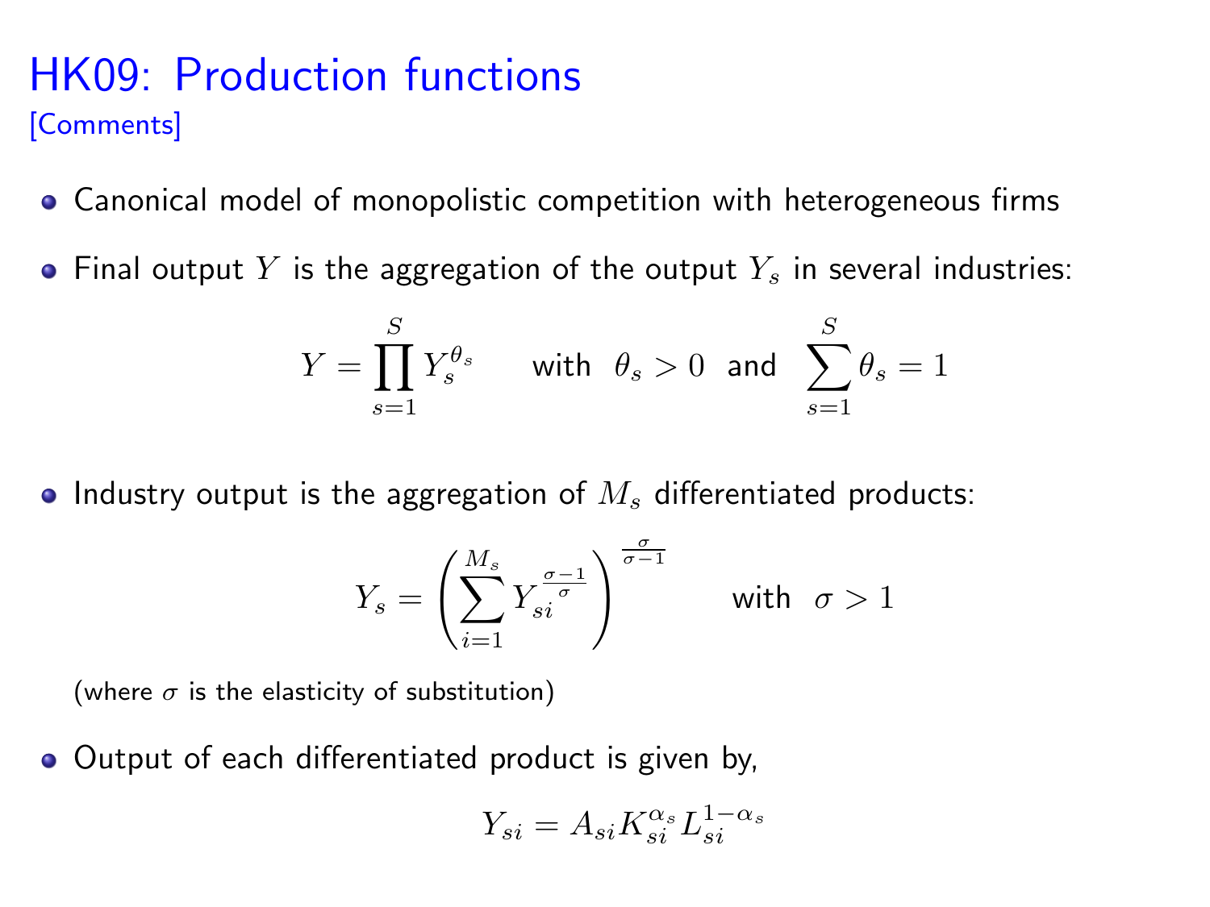# HK09: Production functions

[Comments]

- Canonical model of monopolistic competition with heterogeneous firms
- Final output $Y$ is the aggregation of the output $Y_s$ in several industries:

$$Y = \prod_{s=1}^{S} Y_s^{\theta_s} \quad \text{with } \theta_s > 0 \text{ and } \sum_{s=1}^{S} \theta_s = 1$$

- Industry output is the aggregation of $M_s$ differentiated products:

$$Y_s = \left( \sum_{i=1}^{M_s} Y_{si}^{\frac{\sigma-1}{\sigma}} \right)^{\frac{\sigma}{\sigma-1}} \quad \text{with } \sigma > 1$$

(where $\sigma$ is the elasticity of substitution)

- Output of each differentiated product is given by,

$$Y_{si} = A_{si} K_{si}^{\alpha_s} L_{si}^{1-\alpha_s}$$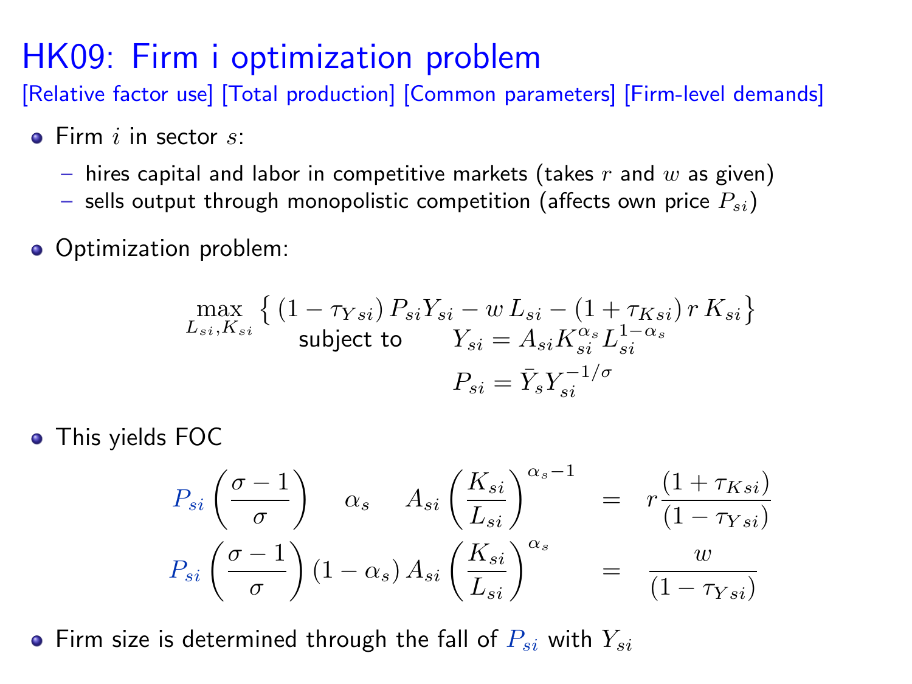# HK09: Firm i optimization problem

[Relative factor use] [Total production] [Common parameters] [Firm-level demands]

- Firm $i$ in sector $s$:
  - hires capital and labor in competitive markets (takes $r$ and $w$ as given)
  - sells output through monopolistic competition (affects own price $P_{si}$)
- Optimization problem:

$$\max_{L_{si},K_{si}} \left\{ (1-\tau_{Ysi})\, P_{si} Y_{si} - w\, L_{si} - (1+\tau_{Ksi})\, r\, K_{si} \right\}$$

$$\text{subject to} \qquad Y_{si} = A_{si} K_{si}^{\alpha_s} L_{si}^{1-\alpha_s}$$

$$P_{si} = \bar{Y}_s Y_{si}^{-1/\sigma}$$

- This yields FOC

$$P_{si}\left(\frac{\sigma-1}{\sigma}\right) \alpha_s A_{si}\left(\frac{K_{si}}{L_{si}}\right)^{\alpha_s-1} = r\frac{(1+\tau_{Ksi})}{(1-\tau_{Ysi})}$$

$$P_{si}\left(\frac{\sigma-1}{\sigma}\right)(1-\alpha_s) A_{si}\left(\frac{K_{si}}{L_{si}}\right)^{\alpha_s} = \frac{w}{(1-\tau_{Ysi})}$$

- Firm size is determined through the fall of $P_{si}$ with $Y_{si}$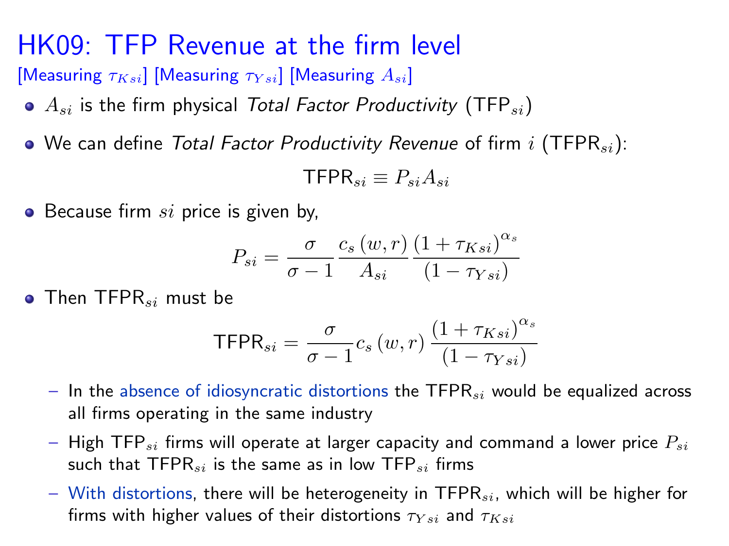# HK09: TFP Revenue at the firm level

[Measuring $\tau_{Ksi}$] [Measuring $\tau_{Ysi}$] [Measuring $A_{si}$]

- $A_{si}$ is the firm physical *Total Factor Productivity* (TFP$_{si}$)
- We can define *Total Factor Productivity Revenue* of firm $i$ (TFPR$_{si}$):

$$\text{TFPR}_{si} \equiv P_{si} A_{si}$$

- Because firm $si$ price is given by,

$$P_{si} = \frac{\sigma}{\sigma - 1} \frac{c_s(w, r)}{A_{si}} \frac{(1 + \tau_{Ksi})^{\alpha_s}}{(1 - \tau_{Ysi})}$$

- Then TFPR$_{si}$ must be

$$\text{TFPR}_{si} = \frac{\sigma}{\sigma - 1} c_s(w, r) \frac{(1 + \tau_{Ksi})^{\alpha_s}}{(1 - \tau_{Ysi})}$$

  - In the absence of idiosyncratic distortions the TFPR$_{si}$ would be equalized across all firms operating in the same industry
  - High TFP$_{si}$ firms will operate at larger capacity and command a lower price $P_{si}$ such that TFPR$_{si}$ is the same as in low TFP$_{si}$ firms
  - With distortions, there will be heterogeneity in TFPR$_{si}$, which will be higher for firms with higher values of their distortions $\tau_{Ysi}$ and $\tau_{Ksi}$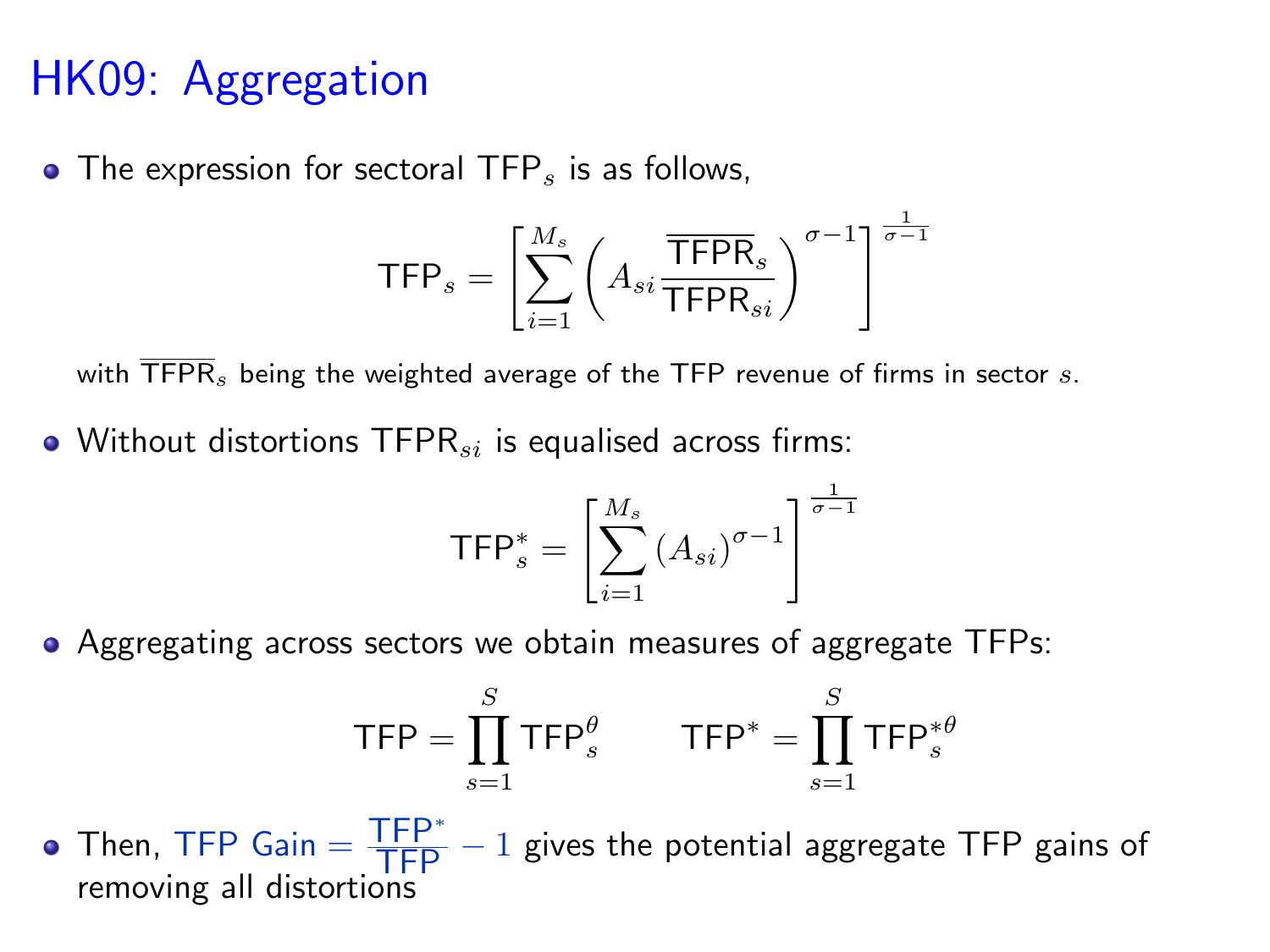# HK09: Aggregation

- The expression for sectoral $\mathsf{TFP}_s$ is as follows,

$$\mathsf{TFP}_s = \left[ \sum_{i=1}^{M_s} \left( A_{si} \frac{\overline{\mathsf{TFPR}}_s}{\mathsf{TFPR}_{si}} \right)^{\sigma - 1} \right]^{\frac{1}{\sigma - 1}}$$

with $\overline{\mathsf{TFPR}}_s$ being the weighted average of the TFP revenue of firms in sector $s$.

- Without distortions $\mathsf{TFPR}_{si}$ is equalised across firms:

$$\mathsf{TFP}^*_s = \left[ \sum_{i=1}^{M_s} (A_{si})^{\sigma - 1} \right]^{\frac{1}{\sigma - 1}}$$

- Aggregating across sectors we obtain measures of aggregate TFPs:

$$\mathsf{TFP} = \prod_{s=1}^{S} \mathsf{TFP}_s^{\theta} \qquad \mathsf{TFP}^* = \prod_{s=1}^{S} \mathsf{TFP}_s^{*\theta}$$

- Then, TFP Gain $= \frac{\mathsf{TFP}^*}{\mathsf{TFP}} - 1$ gives the potential aggregate TFP gains of removing all distortions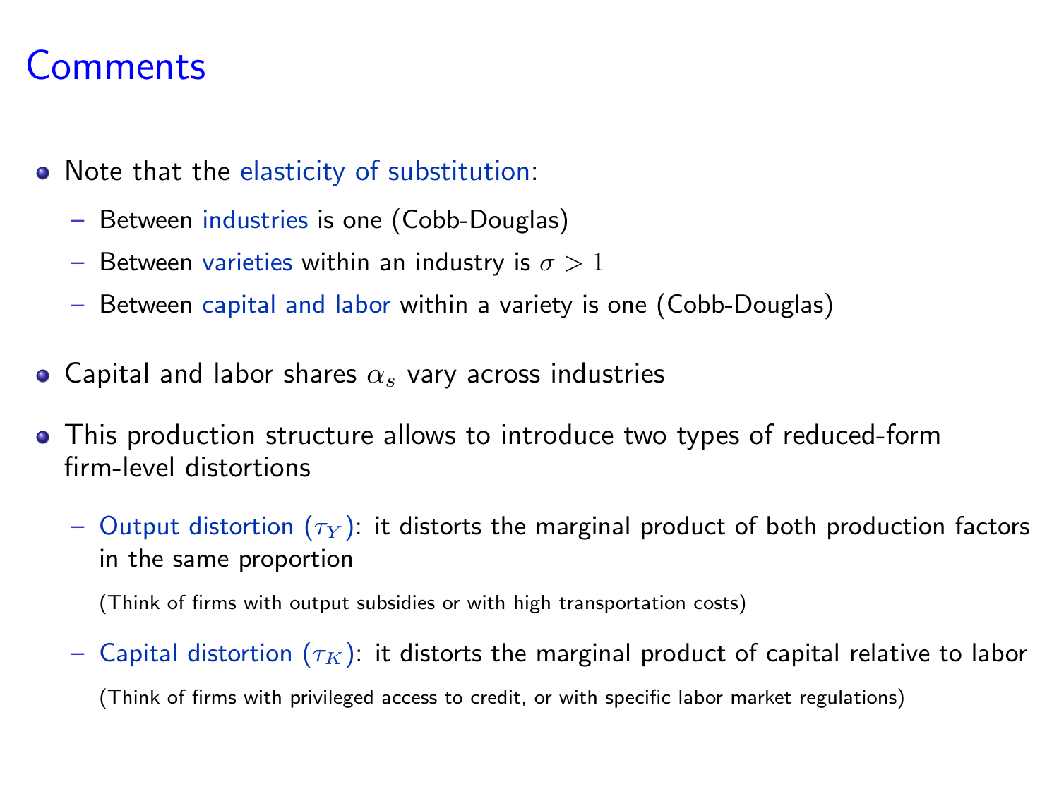# Comments

- Note that the elasticity of substitution:
  - Between industries is one (Cobb-Douglas)
  - Between varieties within an industry is $\sigma > 1$
  - Between capital and labor within a variety is one (Cobb-Douglas)

- Capital and labor shares $\alpha_s$ vary across industries

- This production structure allows to introduce two types of reduced-form firm-level distortions
  - Output distortion ($\tau_Y$): it distorts the marginal product of both production factors in the same proportion

    (Think of firms with output subsidies or with high transportation costs)

  - Capital distortion ($\tau_K$): it distorts the marginal product of capital relative to labor

    (Think of firms with privileged access to credit, or with specific labor market regulations)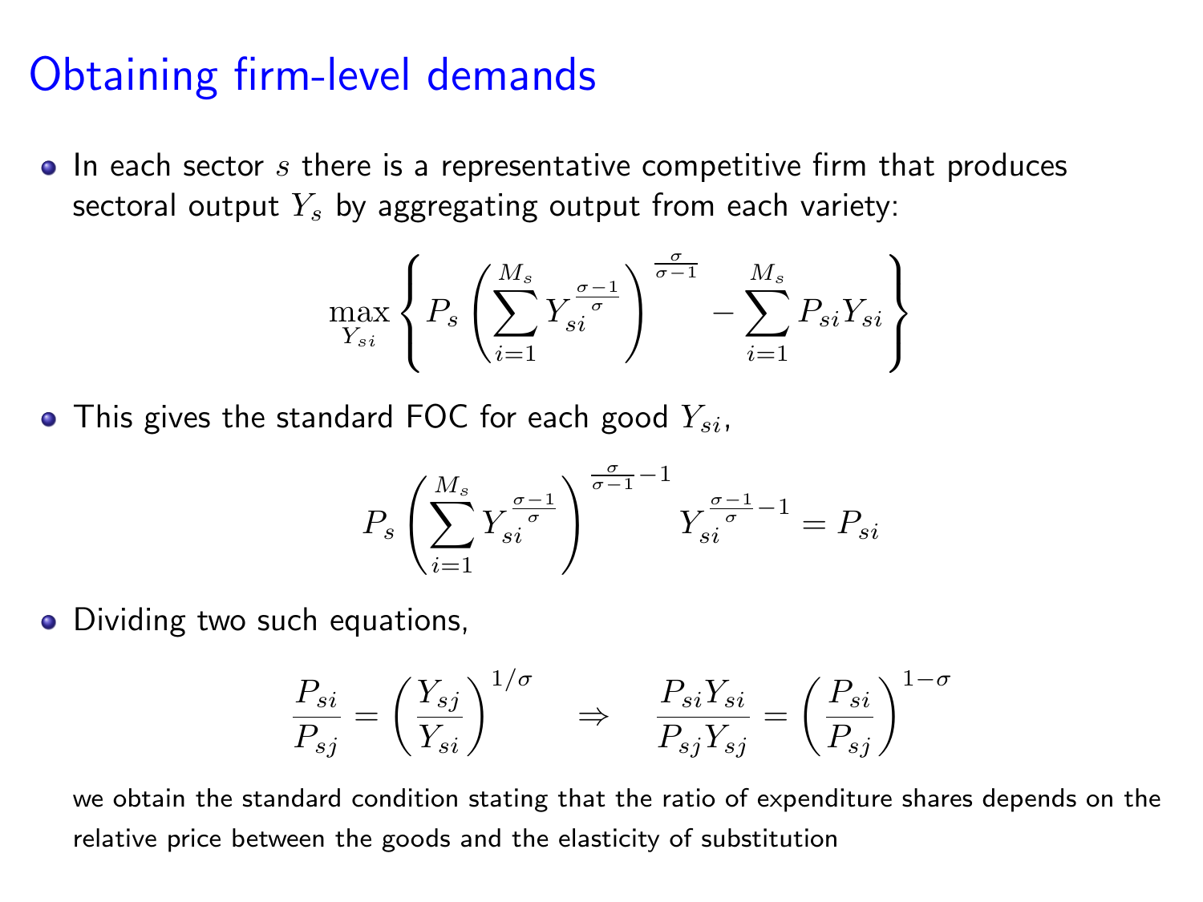# Obtaining firm-level demands

- In each sector $s$ there is a representative competitive firm that produces sectoral output $Y_s$ by aggregating output from each variety:

$$\max_{Y_{si}} \left\{ P_s \left( \sum_{i=1}^{M_s} Y_{si}^{\frac{\sigma-1}{\sigma}} \right)^{\frac{\sigma}{\sigma-1}} - \sum_{i=1}^{M_s} P_{si} Y_{si} \right\}$$

- This gives the standard FOC for each good $Y_{si}$,

$$P_s \left( \sum_{i=1}^{M_s} Y_{si}^{\frac{\sigma-1}{\sigma}} \right)^{\frac{\sigma}{\sigma-1}-1} Y_{si}^{\frac{\sigma-1}{\sigma}-1} = P_{si}$$

- Dividing two such equations,

$$\frac{P_{si}}{P_{sj}} = \left( \frac{Y_{sj}}{Y_{si}} \right)^{1/\sigma} \quad \Rightarrow \quad \frac{P_{si} Y_{si}}{P_{sj} Y_{sj}} = \left( \frac{P_{si}}{P_{sj}} \right)^{1-\sigma}$$

  we obtain the standard condition stating that the ratio of expenditure shares depends on the relative price between the goods and the elasticity of substitution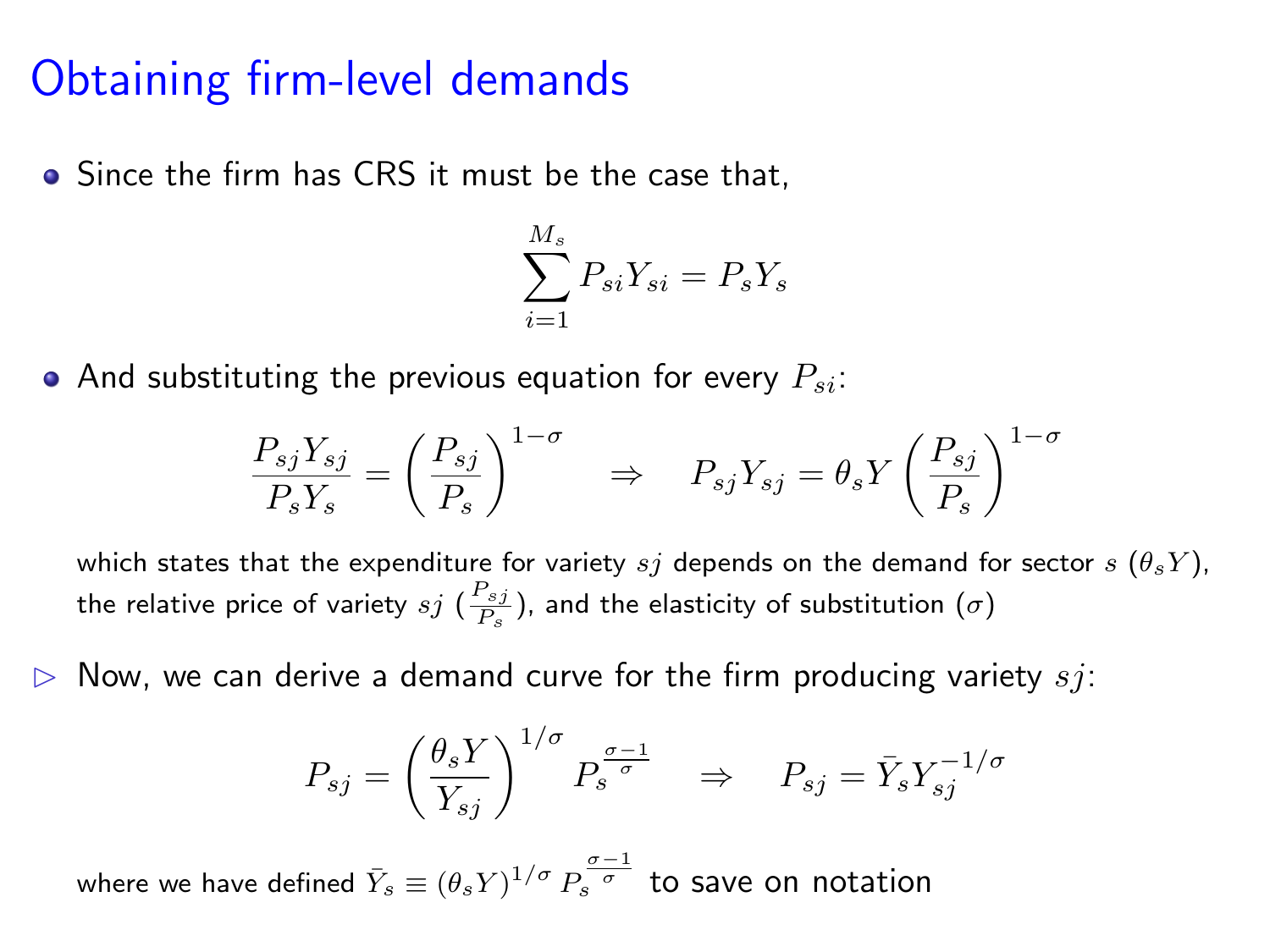# Obtaining firm-level demands

- Since the firm has CRS it must be the case that,

$$\sum_{i=1}^{M_s} P_{si} Y_{si} = P_s Y_s$$

- And substituting the previous equation for every $P_{si}$:

$$\frac{P_{sj} Y_{sj}}{P_s Y_s} = \left( \frac{P_{sj}}{P_s} \right)^{1-\sigma} \quad \Rightarrow \quad P_{sj} Y_{sj} = \theta_s Y \left( \frac{P_{sj}}{P_s} \right)^{1-\sigma}$$

which states that the expenditure for variety $sj$ depends on the demand for sector $s$ ($\theta_s Y$), the relative price of variety $sj$ ($\frac{P_{sj}}{P_s}$), and the elasticity of substitution ($\sigma$)

▷ Now, we can derive a demand curve for the firm producing variety $sj$:

$$P_{sj} = \left( \frac{\theta_s Y}{Y_{sj}} \right)^{1/\sigma} P_s^{\frac{\sigma-1}{\sigma}} \quad \Rightarrow \quad P_{sj} = \bar{Y}_s Y_{sj}^{-1/\sigma}$$

where we have defined $\bar{Y}_s \equiv (\theta_s Y)^{1/\sigma} P_s^{\frac{\sigma-1}{\sigma}}$ to save on notation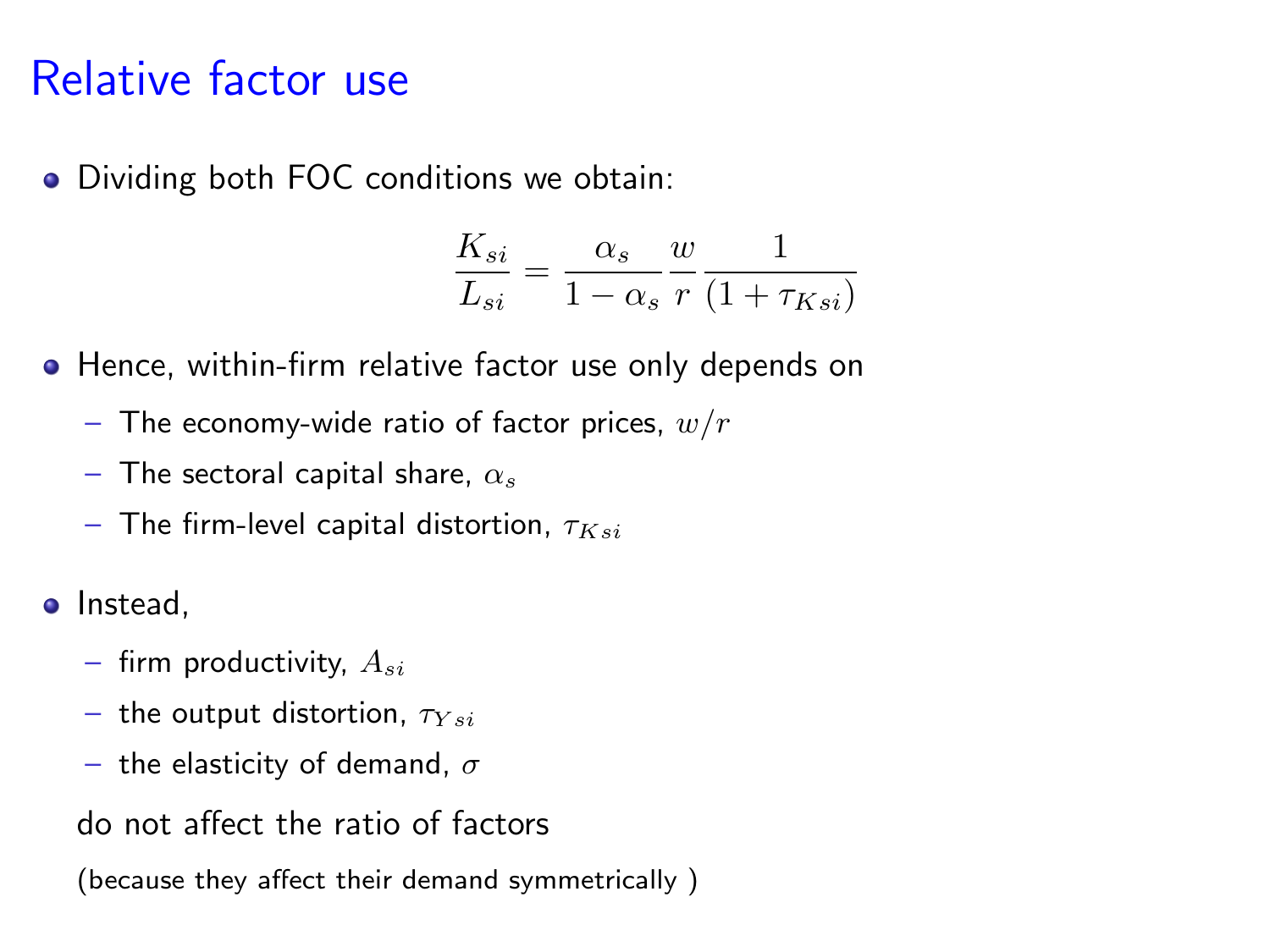# Relative factor use

- Dividing both FOC conditions we obtain:

$$\frac{K_{si}}{L_{si}} = \frac{\alpha_s}{1-\alpha_s}\frac{w}{r}\frac{1}{(1+\tau_{Ksi})}$$

- Hence, within-firm relative factor use only depends on
  - The economy-wide ratio of factor prices, $w/r$
  - The sectoral capital share, $\alpha_s$
  - The firm-level capital distortion, $\tau_{Ksi}$

- Instead,
  - firm productivity, $A_{si}$
  - the output distortion, $\tau_{Ysi}$
  - the elasticity of demand, $\sigma$

  do not affect the ratio of factors

  (because they affect their demand symmetrically )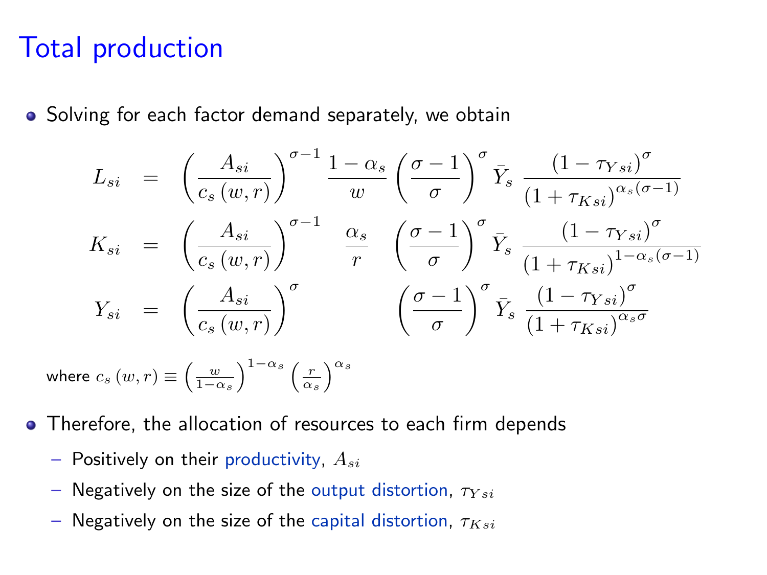# Total production

- Solving for each factor demand separately, we obtain

$$
\begin{aligned}
L_{si} &= \left(\frac{A_{si}}{c_s(w,r)}\right)^{\sigma-1} \frac{1-\alpha_s}{w} \left(\frac{\sigma-1}{\sigma}\right)^{\sigma} \bar{Y}_s \, \frac{(1-\tau_{Ysi})^{\sigma}}{(1+\tau_{Ksi})^{\alpha_s(\sigma-1)}} \\
K_{si} &= \left(\frac{A_{si}}{c_s(w,r)}\right)^{\sigma-1} \frac{\alpha_s}{r} \left(\frac{\sigma-1}{\sigma}\right)^{\sigma} \bar{Y}_s \, \frac{(1-\tau_{Ysi})^{\sigma}}{(1+\tau_{Ksi})^{1-\alpha_s(\sigma-1)}} \\
Y_{si} &= \left(\frac{A_{si}}{c_s(w,r)}\right)^{\sigma} \left(\frac{\sigma-1}{\sigma}\right)^{\sigma} \bar{Y}_s \, \frac{(1-\tau_{Ysi})^{\sigma}}{(1+\tau_{Ksi})^{\alpha_s\sigma}}
\end{aligned}
$$

where $c_s(w,r) \equiv \left(\frac{w}{1-\alpha_s}\right)^{1-\alpha_s} \left(\frac{r}{\alpha_s}\right)^{\alpha_s}$

- Therefore, the allocation of resources to each firm depends
  - Positively on their productivity, $A_{si}$
  - Negatively on the size of the output distortion, $\tau_{Ysi}$
  - Negatively on the size of the capital distortion, $\tau_{Ksi}$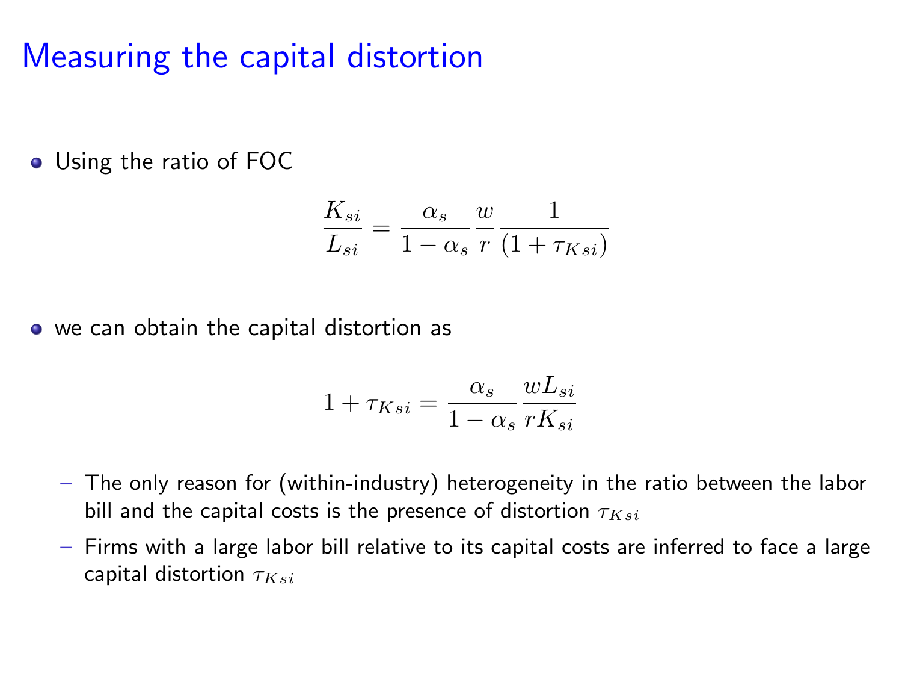# Measuring the capital distortion

- Using the ratio of FOC

$$\frac{K_{si}}{L_{si}} = \frac{\alpha_s}{1-\alpha_s}\frac{w}{r}\frac{1}{(1+\tau_{Ksi})}$$

- we can obtain the capital distortion as

$$1+\tau_{Ksi} = \frac{\alpha_s}{1-\alpha_s}\frac{wL_{si}}{rK_{si}}$$

  - The only reason for (within-industry) heterogeneity in the ratio between the labor bill and the capital costs is the presence of distortion $\tau_{Ksi}$
  - Firms with a large labor bill relative to its capital costs are inferred to face a large capital distortion $\tau_{Ksi}$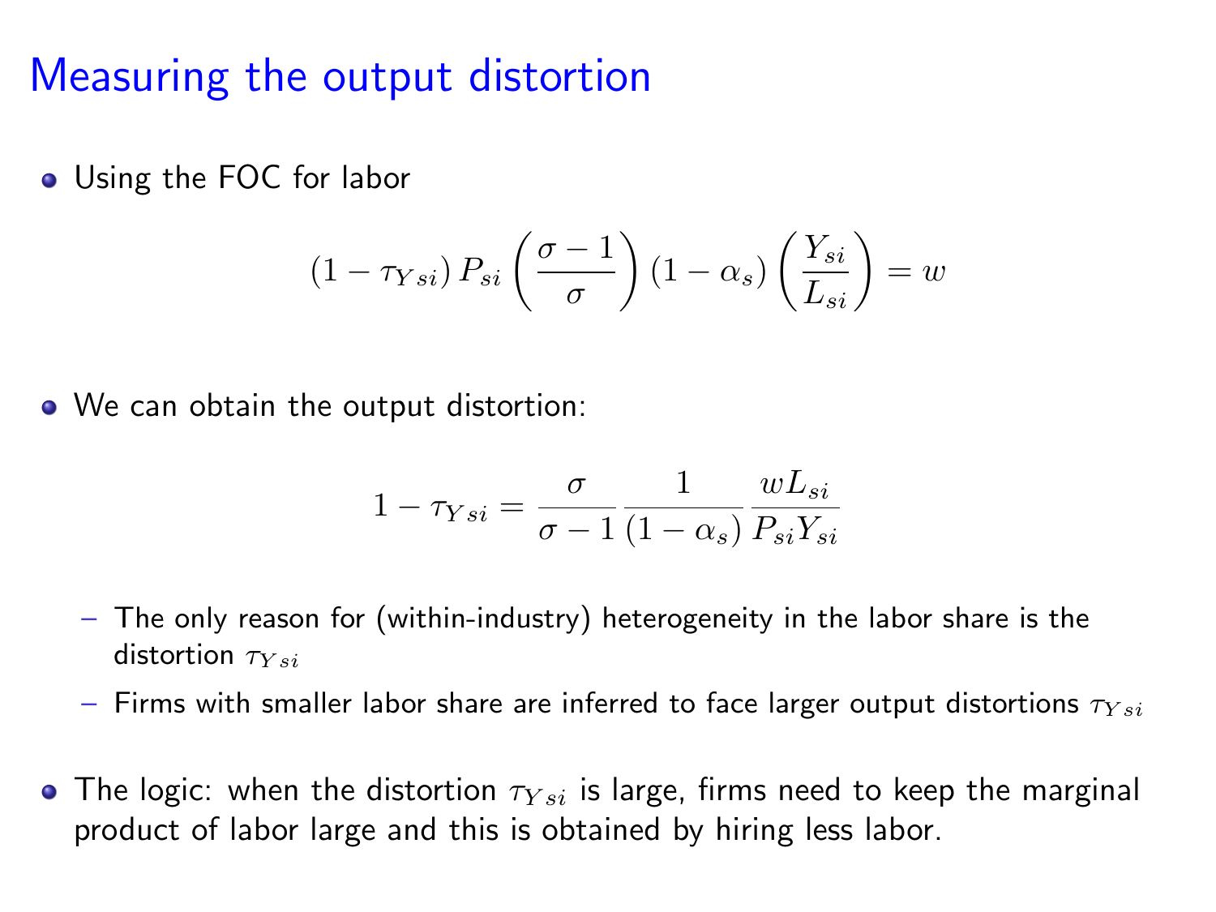# Measuring the output distortion

- Using the FOC for labor

$$(1 - \tau_{Ysi}) P_{si} \left( \frac{\sigma - 1}{\sigma} \right) (1 - \alpha_s) \left( \frac{Y_{si}}{L_{si}} \right) = w$$

- We can obtain the output distortion:

$$1 - \tau_{Ysi} = \frac{\sigma}{\sigma - 1} \frac{1}{(1 - \alpha_s)} \frac{w L_{si}}{P_{si} Y_{si}}$$

  - The only reason for (within-industry) heterogeneity in the labor share is the distortion $\tau_{Ysi}$
  - Firms with smaller labor share are inferred to face larger output distortions $\tau_{Ysi}$

- The logic: when the distortion $\tau_{Ysi}$ is large, firms need to keep the marginal product of labor large and this is obtained by hiring less labor.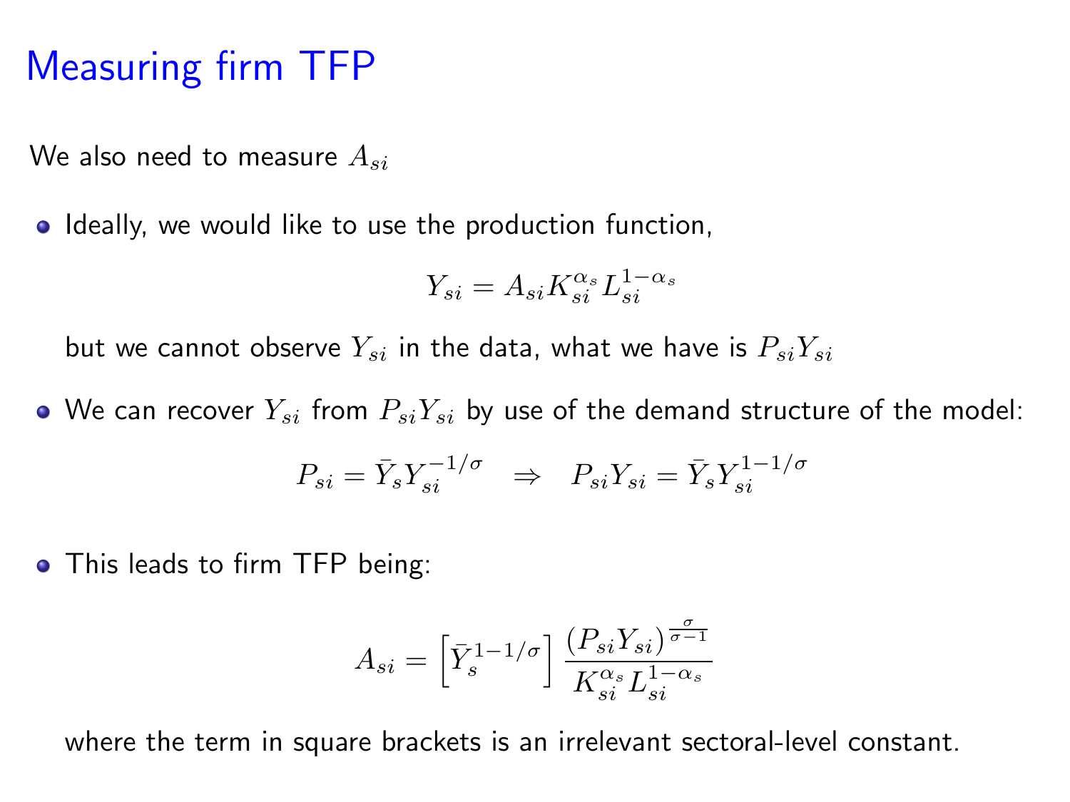# Measuring firm TFP

We also need to measure $A_{si}$

- Ideally, we would like to use the production function,

$$Y_{si} = A_{si} K_{si}^{\alpha_s} L_{si}^{1-\alpha_s}$$

  but we cannot observe $Y_{si}$ in the data, what we have is $P_{si} Y_{si}$

- We can recover $Y_{si}$ from $P_{si} Y_{si}$ by use of the demand structure of the model:

$$P_{si} = \bar{Y}_s Y_{si}^{-1/\sigma} \quad \Rightarrow \quad P_{si} Y_{si} = \bar{Y}_s Y_{si}^{1-1/\sigma}$$

- This leads to firm TFP being:

$$A_{si} = \left[ \bar{Y}_s^{1-1/\sigma} \right] \frac{(P_{si} Y_{si})^{\frac{\sigma}{\sigma-1}}}{K_{si}^{\alpha_s} L_{si}^{1-\alpha_s}}$$

  where the term in square brackets is an irrelevant sectoral-level constant.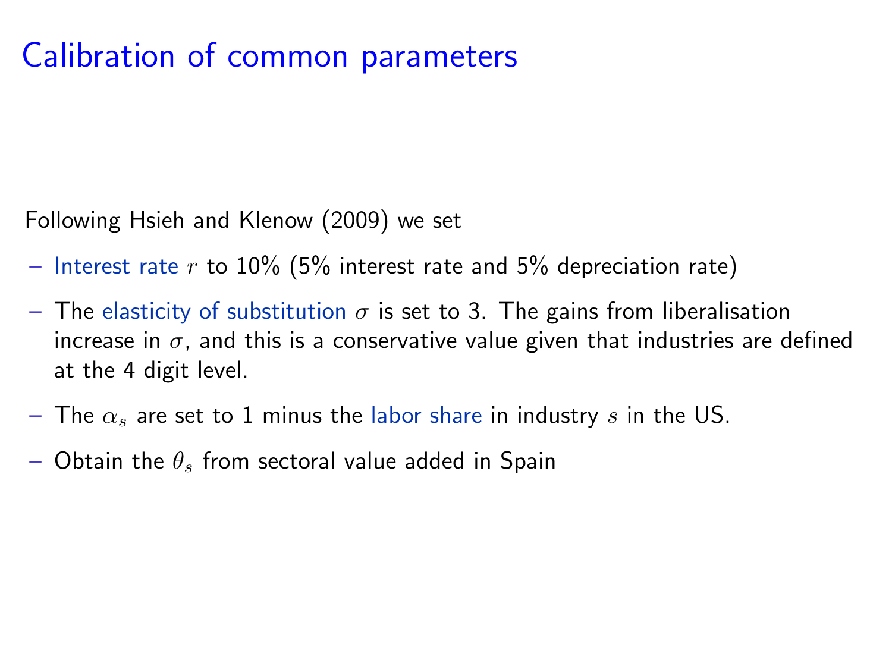# Calibration of common parameters

Following Hsieh and Klenow (2009) we set

- Interest rate $r$ to 10% (5% interest rate and 5% depreciation rate)
- The elasticity of substitution $\sigma$ is set to 3. The gains from liberalisation increase in $\sigma$, and this is a conservative value given that industries are defined at the 4 digit level.
- The $\alpha_s$ are set to 1 minus the labor share in industry $s$ in the US.
- Obtain the $\theta_s$ from sectoral value added in Spain